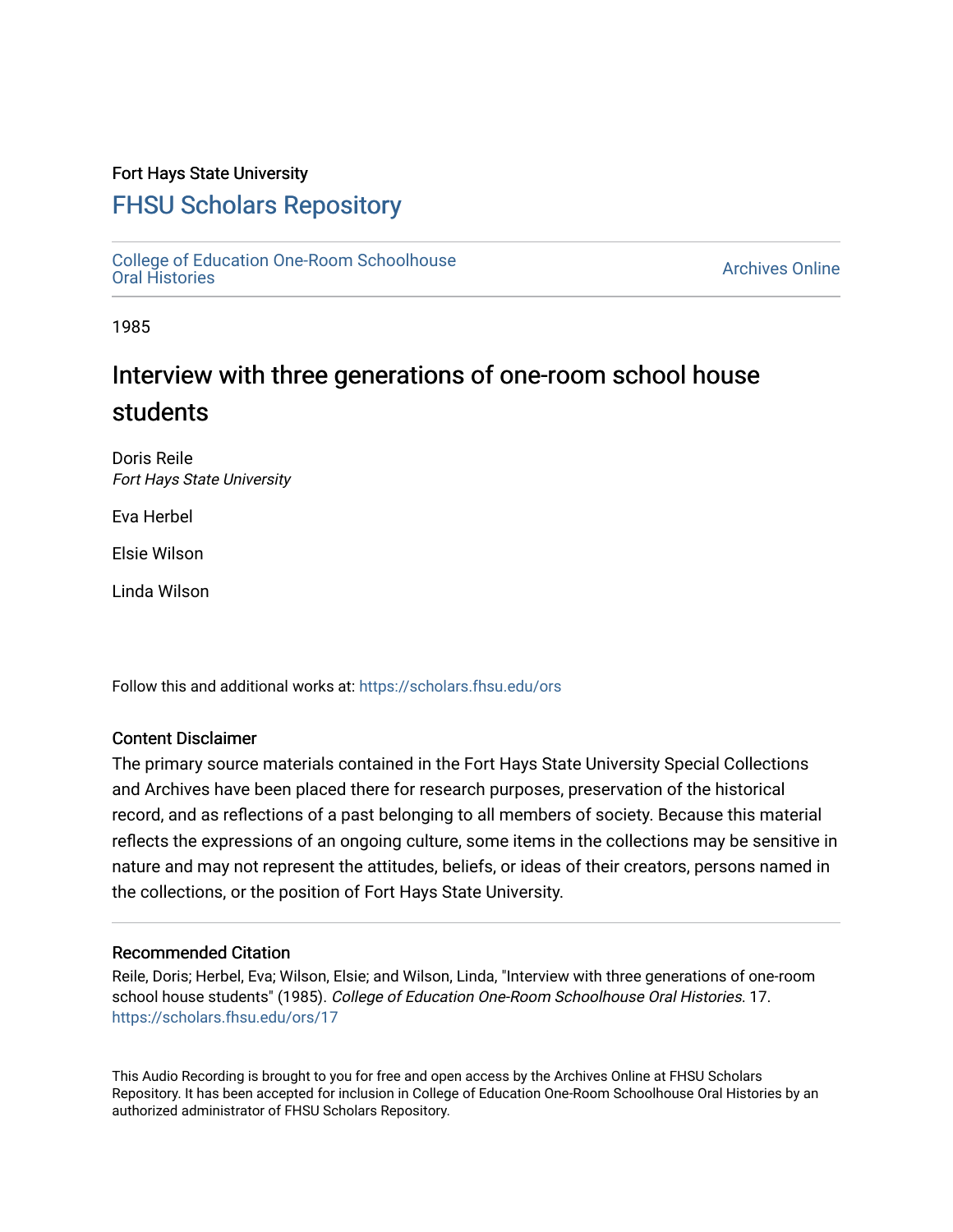Fort Hays State University

# FHSU Scholars Repository

College of Education One-Room Schoolhouse Oral Histories

Archives Online

1985

## Interview with three generations of one-room school house students

Doris Reile
*Fort Hays State University*

Eva Herbel

Elsie Wilson

Linda Wilson

Follow this and additional works at: https://scholars.fhsu.edu/ors

### Content Disclaimer

The primary source materials contained in the Fort Hays State University Special Collections and Archives have been placed there for research purposes, preservation of the historical record, and as reflections of a past belonging to all members of society. Because this material reflects the expressions of an ongoing culture, some items in the collections may be sensitive in nature and may not represent the attitudes, beliefs, or ideas of their creators, persons named in the collections, or the position of Fort Hays State University.

### Recommended Citation

Reile, Doris; Herbel, Eva; Wilson, Elsie; and Wilson, Linda, "Interview with three generations of one-room school house students" (1985). *College of Education One-Room Schoolhouse Oral Histories*. 17.
https://scholars.fhsu.edu/ors/17

This Audio Recording is brought to you for free and open access by the Archives Online at FHSU Scholars Repository. It has been accepted for inclusion in College of Education One-Room Schoolhouse Oral Histories by an authorized administrator of FHSU Scholars Repository.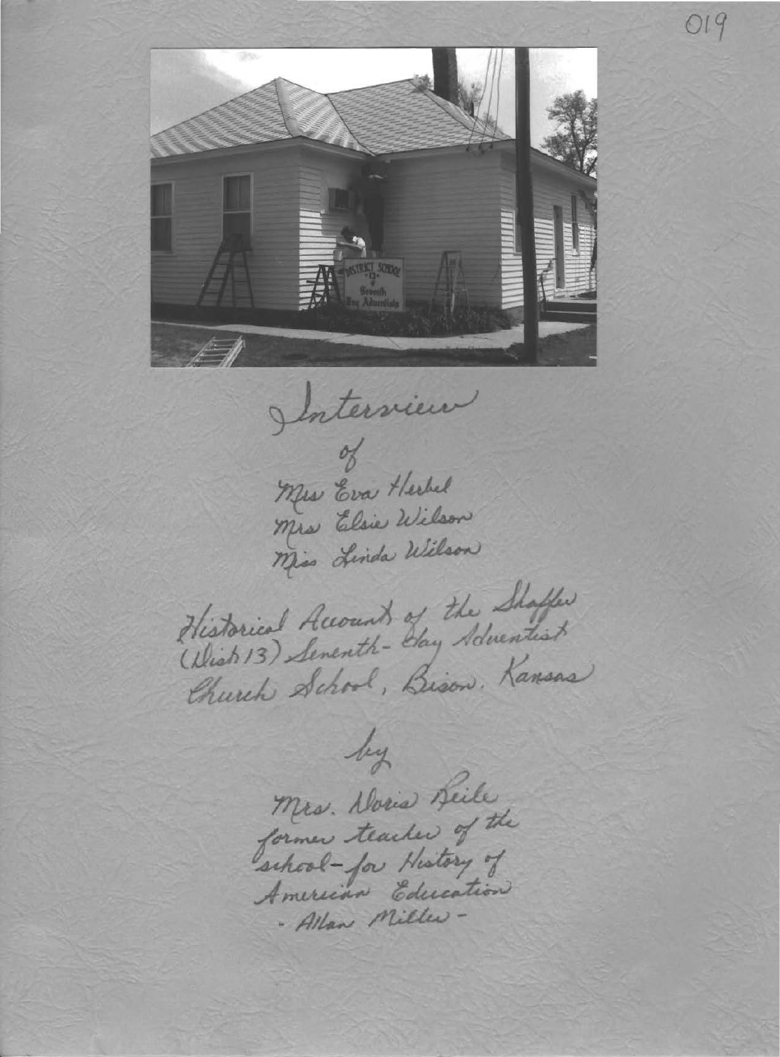Interview

of

Mrs Eva Herbel
Mrs Elsie Wilson
Miss Linda Wilson

Historical Account of the Shaffer (Dist 13) Seventh-Day Adventist Church School, Bison, Kansas

by

Mrs. Doris Heile
former teacher of the school—for History of American Education
- Allan Miller -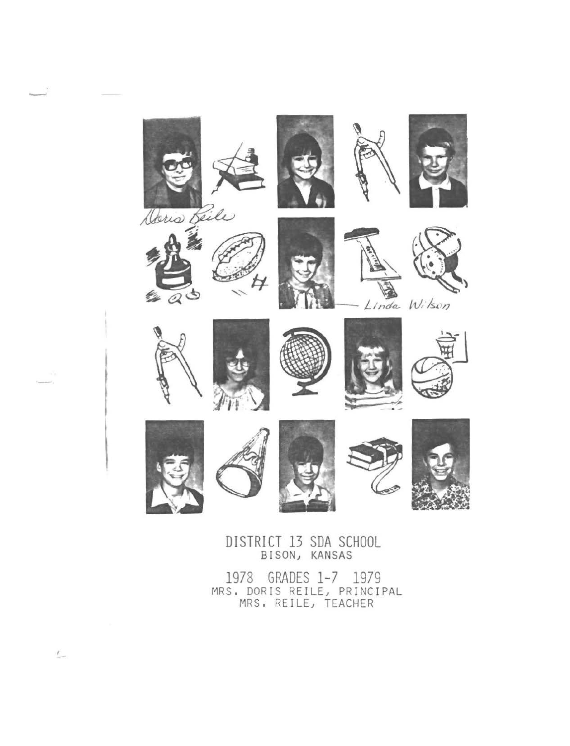Doris Reile

Linda Wilson

DISTRICT 13 SDA SCHOOL
BISON, KANSAS

1978 GRADES 1-7 1979
MRS. DORIS REILE, PRINCIPAL
MRS. REILE, TEACHER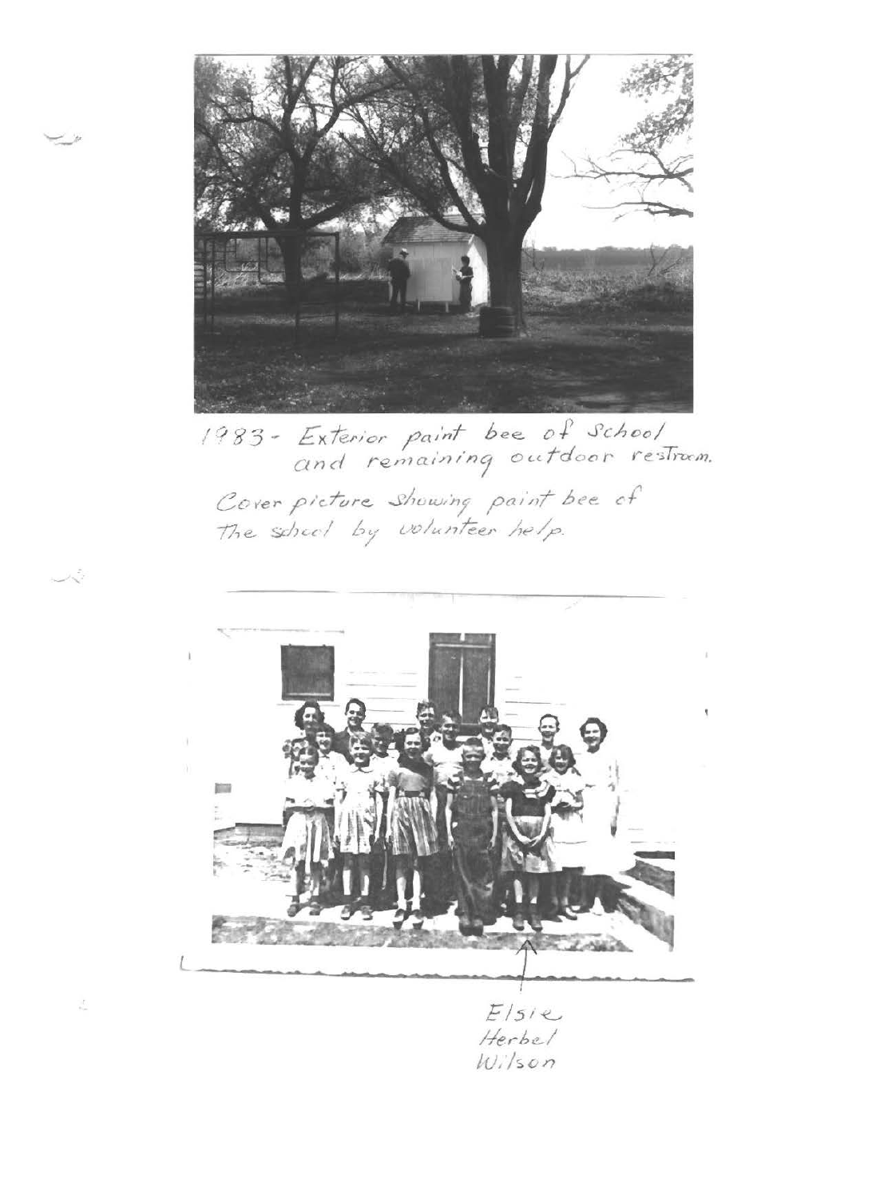1983 - Exterior paint bee of School and remaining outdoor restroom.

Cover picture showing paint bee of the school by volunteer help.

Elsie Herbel Wilson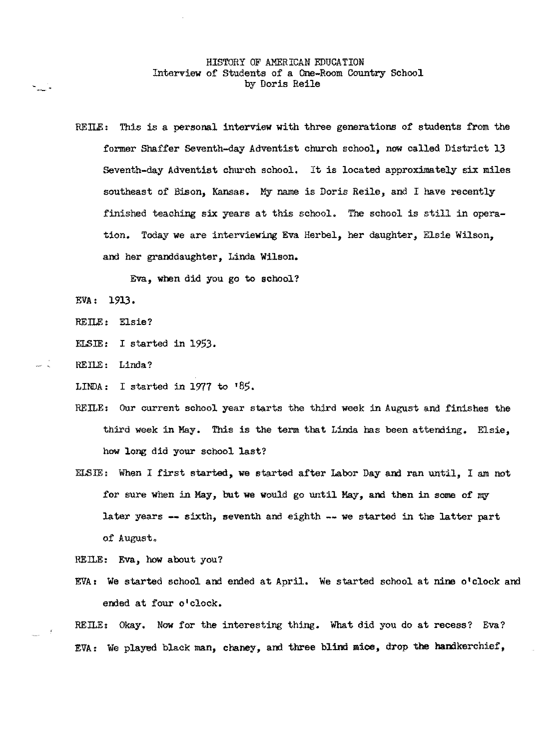HISTORY OF AMERICAN EDUCATION
Interview of Students of a One-Room Country School
by Doris Reile

REILE: This is a personal interview with three generations of students from the former Shaffer Seventh-day Adventist church school, now called District 13 Seventh-day Adventist church school. It is located approximately six miles southeast of Bison, Kansas. My name is Doris Reile, and I have recently finished teaching six years at this school. The school is still in operation. Today we are interviewing Eva Herbel, her daughter, Elsie Wilson, and her granddaughter, Linda Wilson.

Eva, when did you go to school?

EVA: 1913.

REILE: Elsie?

ELSIE: I started in 1953.

REILE: Linda?

LINDA: I started in 1977 to '85.

REILE: Our current school year starts the third week in August and finishes the third week in May. This is the term that Linda has been attending. Elsie, how long did your school last?

ELSIE: When I first started, we started after Labor Day and ran until, I am not for sure when in May, but we would go until May, and then in some of my later years -- sixth, seventh and eighth -- we started in the latter part of August.

REILE: Eva, how about you?

EVA: We started school and ended at April. We started school at nine o'clock and ended at four o'clock.

REILE: Okay. Now for the interesting thing. What did you do at recess? Eva?

EVA: We played black man, chaney, and three blind mice, drop the handkerchief,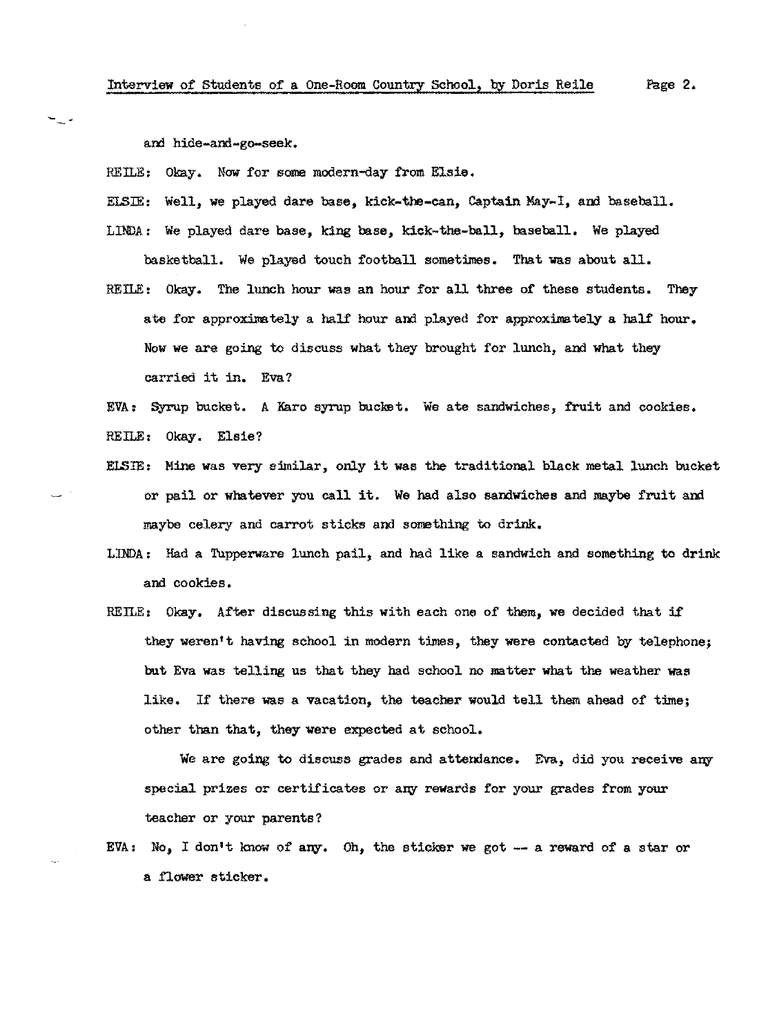and hide-and-go-seek.

REILE: Okay. Now for some modern-day from Elsie.

ELSIE: Well, we played dare base, kick-the-can, Captain May-I, and baseball.

LINDA: We played dare base, king base, kick-the-ball, baseball. We played basketball. We played touch football sometimes. That was about all.

REILE: Okay. The lunch hour was an hour for all three of these students. They ate for approximately a half hour and played for approximately a half hour. Now we are going to discuss what they brought for lunch, and what they carried it in. Eva?

EVA: Syrup bucket. A Karo syrup bucket. We ate sandwiches, fruit and cookies.

REILE: Okay. Elsie?

ELSIE: Mine was very similar, only it was the traditional black metal lunch bucket or pail or whatever you call it. We had also sandwiches and maybe fruit and maybe celery and carrot sticks and something to drink.

LINDA: Had a Tupperware lunch pail, and had like a sandwich and something to drink and cookies.

REILE: Okay. After discussing this with each one of them, we decided that if they weren't having school in modern times, they were contacted by telephone; but Eva was telling us that they had school no matter what the weather was like. If there was a vacation, the teacher would tell them ahead of time; other than that, they were expected at school.

We are going to discuss grades and attendance. Eva, did you receive any special prizes or certificates or any rewards for your grades from your teacher or your parents?

EVA: No, I don't know of any. Oh, the sticker we got -- a reward of a star or a flower sticker.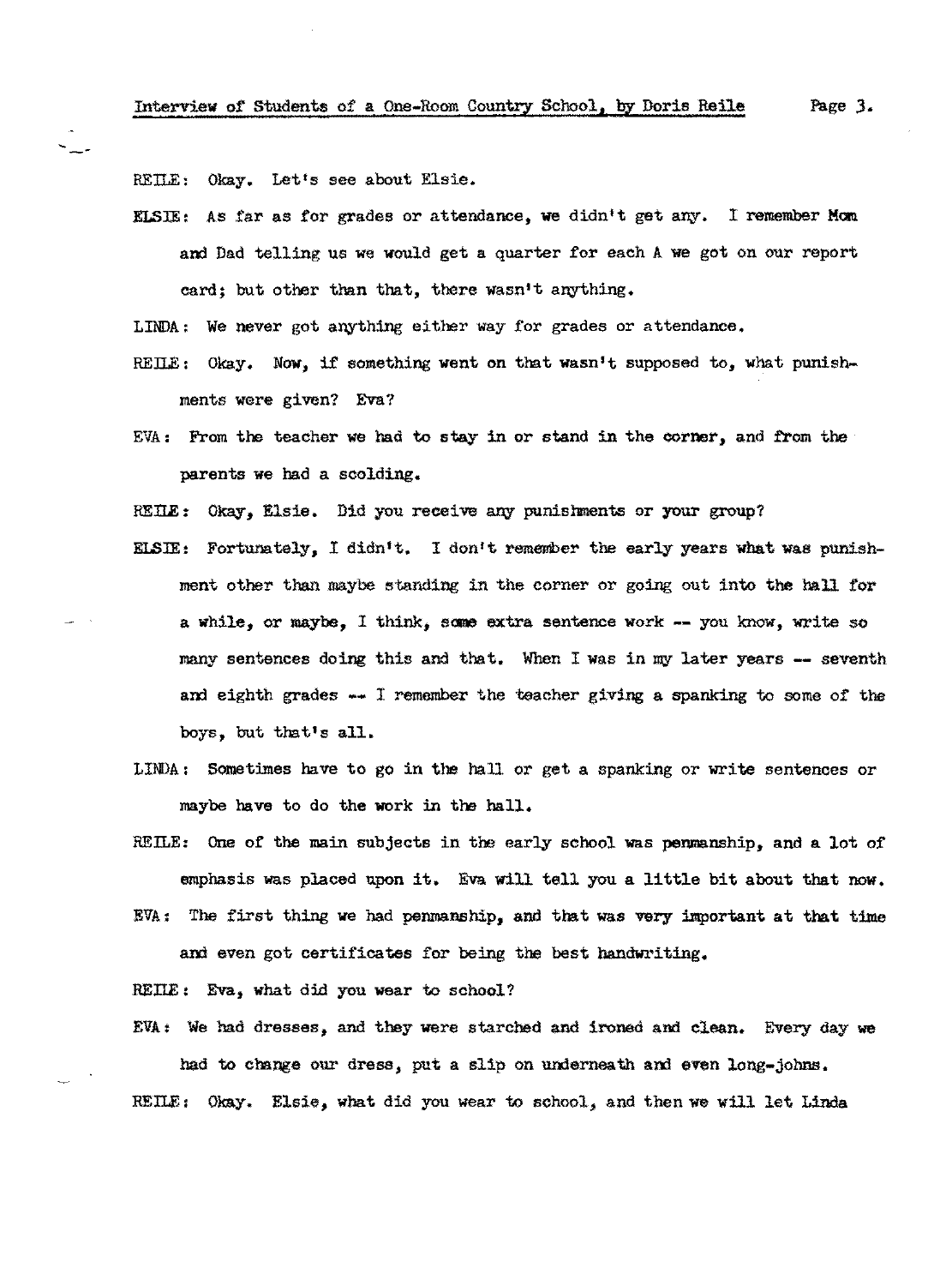REILE: Okay. Let's see about Elsie.

ELSIE: As far as for grades or attendance, we didn't get any. I remember Mom and Dad telling us we would get a quarter for each A we got on our report card; but other than that, there wasn't anything.

LINDA: We never got anything either way for grades or attendance.

REILE: Okay. Now, if something went on that wasn't supposed to, what punishments were given? Eva?

EVA: From the teacher we had to stay in or stand in the corner, and from the parents we had a scolding.

REILE: Okay, Elsie. Did you receive any punishments or your group?

ELSIE: Fortunately, I didn't. I don't remember the early years what was punishment other than maybe standing in the corner or going out into the hall for a while, or maybe, I think, some extra sentence work -- you know, write so many sentences doing this and that. When I was in my later years -- seventh and eighth grades -- I remember the teacher giving a spanking to some of the boys, but that's all.

LINDA: Sometimes have to go in the hall or get a spanking or write sentences or maybe have to do the work in the hall.

REILE: One of the main subjects in the early school was penmanship, and a lot of emphasis was placed upon it. Eva will tell you a little bit about that now.

EVA: The first thing we had penmanship, and that was very important at that time and even got certificates for being the best handwriting.

REILE: Eva, what did you wear to school?

EVA: We had dresses, and they were starched and ironed and clean. Every day we had to change our dress, put a slip on underneath and even long-johns.

REILE: Okay. Elsie, what did you wear to school, and then we will let Linda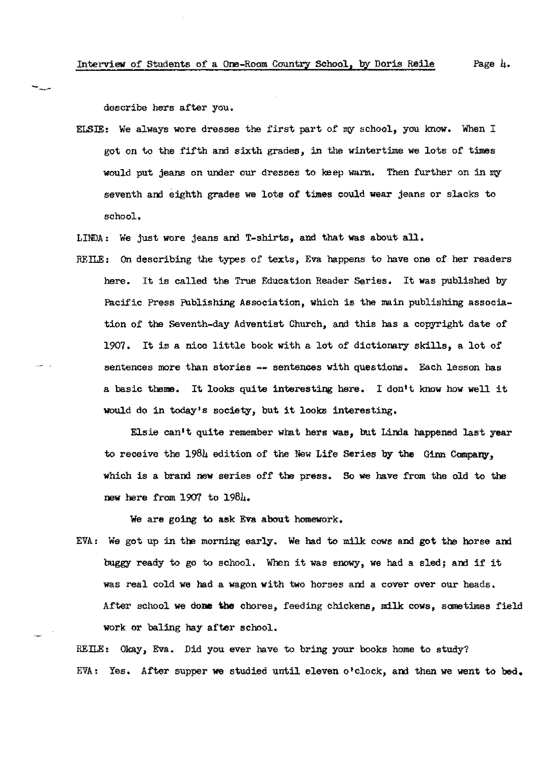describe hers after you.

ELSIE: We always wore dresses the first part of my school, you know. When I got on to the fifth and sixth grades, in the wintertime we lots of times would put jeans on under our dresses to keep warm. Then further on in my seventh and eighth grades we lots of times could wear jeans or slacks to school.

LINDA: We just wore jeans and T-shirts, and that was about all.

REILE: On describing the types of texts, Eva happens to have one of her readers here. It is called the True Education Reader Series. It was published by Pacific Press Publishing Association, which is the main publishing association of the Seventh-day Adventist Church, and this has a copyright date of 1907. It is a nice little book with a lot of dictionary skills, a lot of sentences more than stories -- sentences with questions. Each lesson has a basic theme. It looks quite interesting here. I don't know how well it would do in today's society, but it looks interesting.

Elsie can't quite remember what hers was, but Linda happened last year to receive the 1984 edition of the New Life Series by the Ginn Company, which is a brand new series off the press. So we have from the old to the new here from 1907 to 1984.

We are going to ask Eva about homework.

EVA: We got up in the morning early. We had to milk cows and got the horse and buggy ready to go to school. When it was snowy, we had a sled; and if it was real cold we had a wagon with two horses and a cover over our heads. After school we done the chores, feeding chickens, milk cows, sometimes field work or baling hay after school.

REILE: Okay, Eva. Did you ever have to bring your books home to study?

EVA: Yes. After supper we studied until eleven o'clock, and then we went to bed.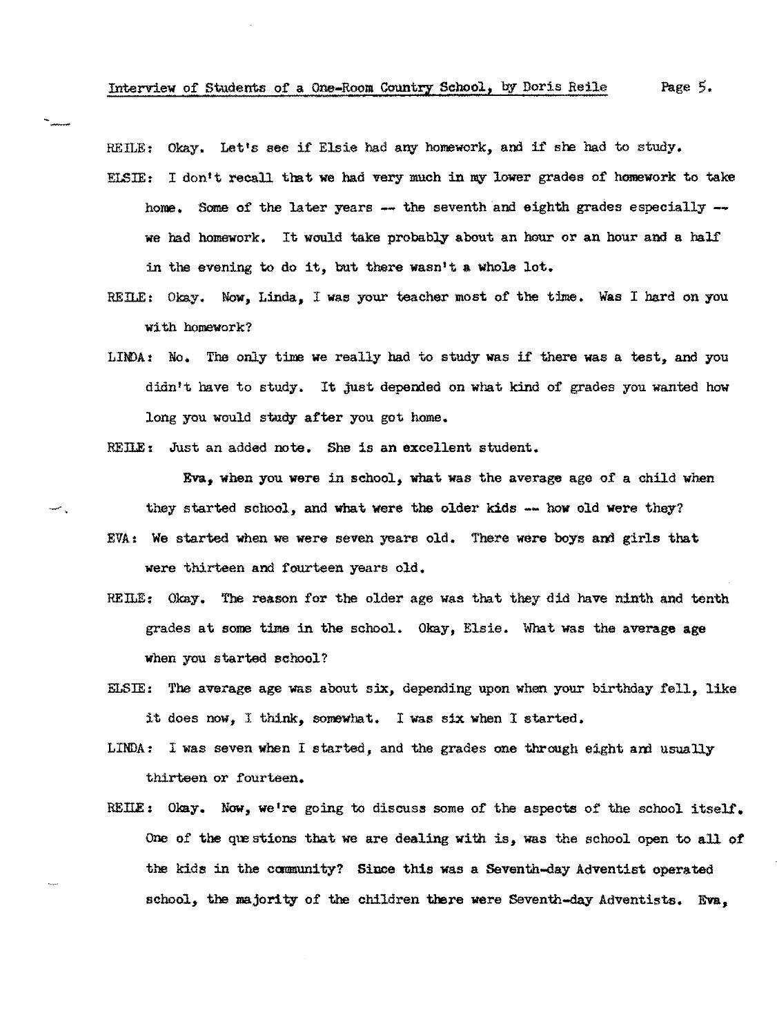REILE: Okay. Let's see if Elsie had any homework, and if she had to study.

ELSIE: I don't recall that we had very much in my lower grades of homework to take home. Some of the later years -- the seventh and eighth grades especially -- we had homework. It would take probably about an hour or an hour and a half in the evening to do it, but there wasn't a whole lot.

REILE: Okay. Now, Linda, I was your teacher most of the time. Was I hard on you with homework?

LINDA: No. The only time we really had to study was if there was a test, and you didn't have to study. It just depended on what kind of grades you wanted how long you would study after you got home.

REILE: Just an added note. She is an excellent student.

Eva, when you were in school, what was the average age of a child when they started school, and what were the older kids -- how old were they?

EVA: We started when we were seven years old. There were boys and girls that were thirteen and fourteen years old.

REILE: Okay. The reason for the older age was that they did have ninth and tenth grades at some time in the school. Okay, Elsie. What was the average age when you started school?

ELSIE: The average age was about six, depending upon when your birthday fell, like it does now, I think, somewhat. I was six when I started.

LINDA: I was seven when I started, and the grades one through eight and usually thirteen or fourteen.

REILE: Okay. Now, we're going to discuss some of the aspects of the school itself. One of the questions that we are dealing with is, was the school open to all of the kids in the community? Since this was a Seventh-day Adventist operated school, the majority of the children there were Seventh-day Adventists. Eva,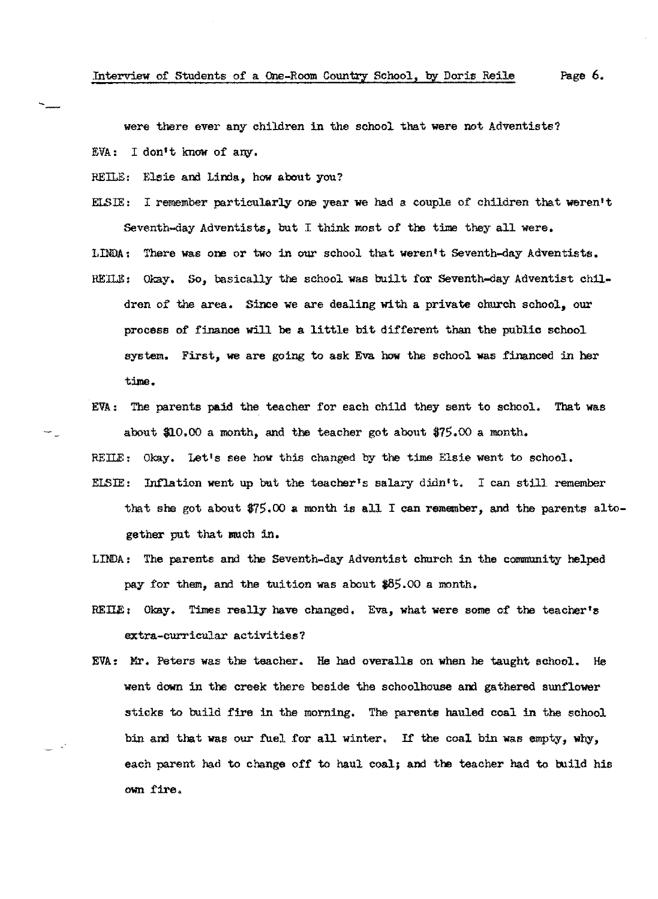were there ever any children in the school that were not Adventists?

EVA: I don't know of any.

REILE: Elsie and Linda, how about you?

ELSIE: I remember particularly one year we had a couple of children that weren't Seventh-day Adventists, but I think most of the time they all were.

LINDA: There was one or two in our school that weren't Seventh-day Adventists.

REILE: Okay. So, basically the school was built for Seventh-day Adventist children of the area. Since we are dealing with a private church school, our process of finance will be a little bit different than the public school system. First, we are going to ask Eva how the school was financed in her time.

EVA: The parents paid the teacher for each child they sent to school. That was about $10.00 a month, and the teacher got about $75.00 a month.

REILE: Okay. Let's see how this changed by the time Elsie went to school.

ELSIE: Inflation went up but the teacher's salary didn't. I can still remember that she got about $75.00 a month is all I can remember, and the parents altogether put that much in.

LINDA: The parents and the Seventh-day Adventist church in the community helped pay for them, and the tuition was about $85.00 a month.

REILE: Okay. Times really have changed. Eva, what were some of the teacher's extra-curricular activities?

EVA: Mr. Peters was the teacher. He had overalls on when he taught school. He went down in the creek there beside the schoolhouse and gathered sunflower sticks to build fire in the morning. The parents hauled coal in the school bin and that was our fuel for all winter. If the coal bin was empty, why, each parent had to change off to haul coal; and the teacher had to build his own fire.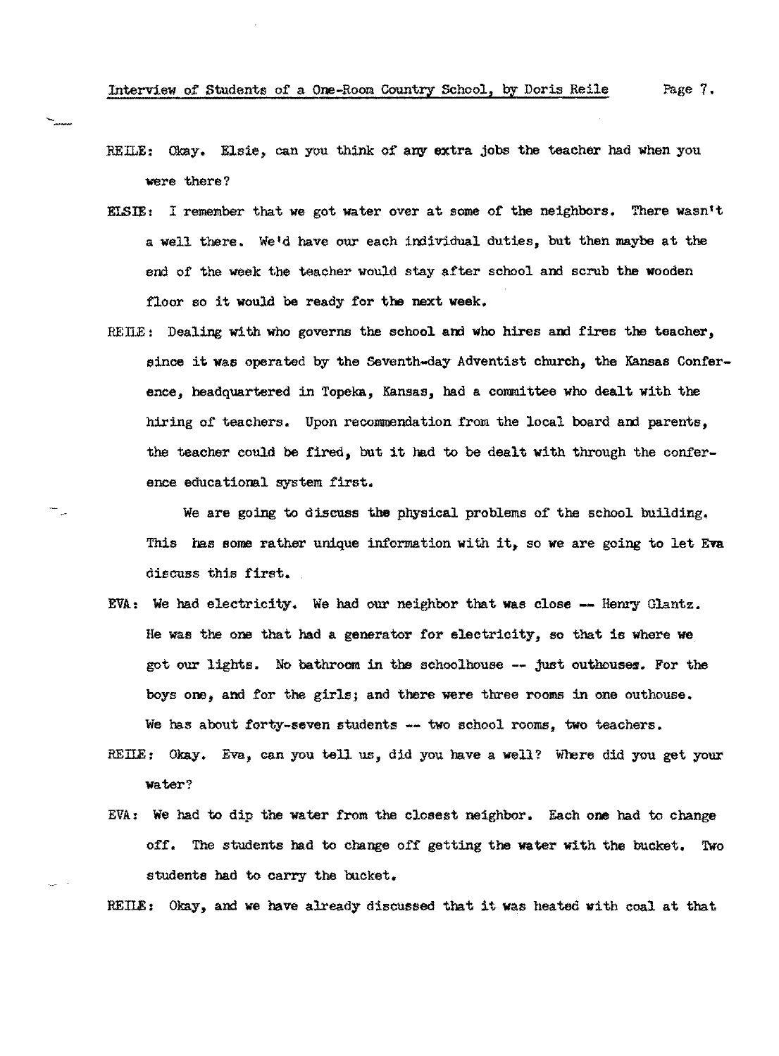REILE: Okay. Elsie, can you think of any extra jobs the teacher had when you were there?

ELSIE: I remember that we got water over at some of the neighbors. There wasn't a well there. We'd have our each individual duties, but then maybe at the end of the week the teacher would stay after school and scrub the wooden floor so it would be ready for the next week.

REILE: Dealing with who governs the school and who hires and fires the teacher, since it was operated by the Seventh-day Adventist church, the Kansas Conference, headquartered in Topeka, Kansas, had a committee who dealt with the hiring of teachers. Upon recommendation from the local board and parents, the teacher could be fired, but it had to be dealt with through the conference educational system first.

We are going to discuss the physical problems of the school building. This has some rather unique information with it, so we are going to let Eva discuss this first.

EVA: We had electricity. We had our neighbor that was close -- Henry Glantz. He was the one that had a generator for electricity, so that is where we got our lights. No bathroom in the schoolhouse -- just outhouses. For the boys one, and for the girls; and there were three rooms in one outhouse. We has about forty-seven students -- two school rooms, two teachers.

REILE: Okay. Eva, can you tell us, did you have a well? Where did you get your water?

EVA: We had to dip the water from the closest neighbor. Each one had to change off. The students had to change off getting the water with the bucket. Two students had to carry the bucket.

REILE: Okay, and we have already discussed that it was heated with coal at that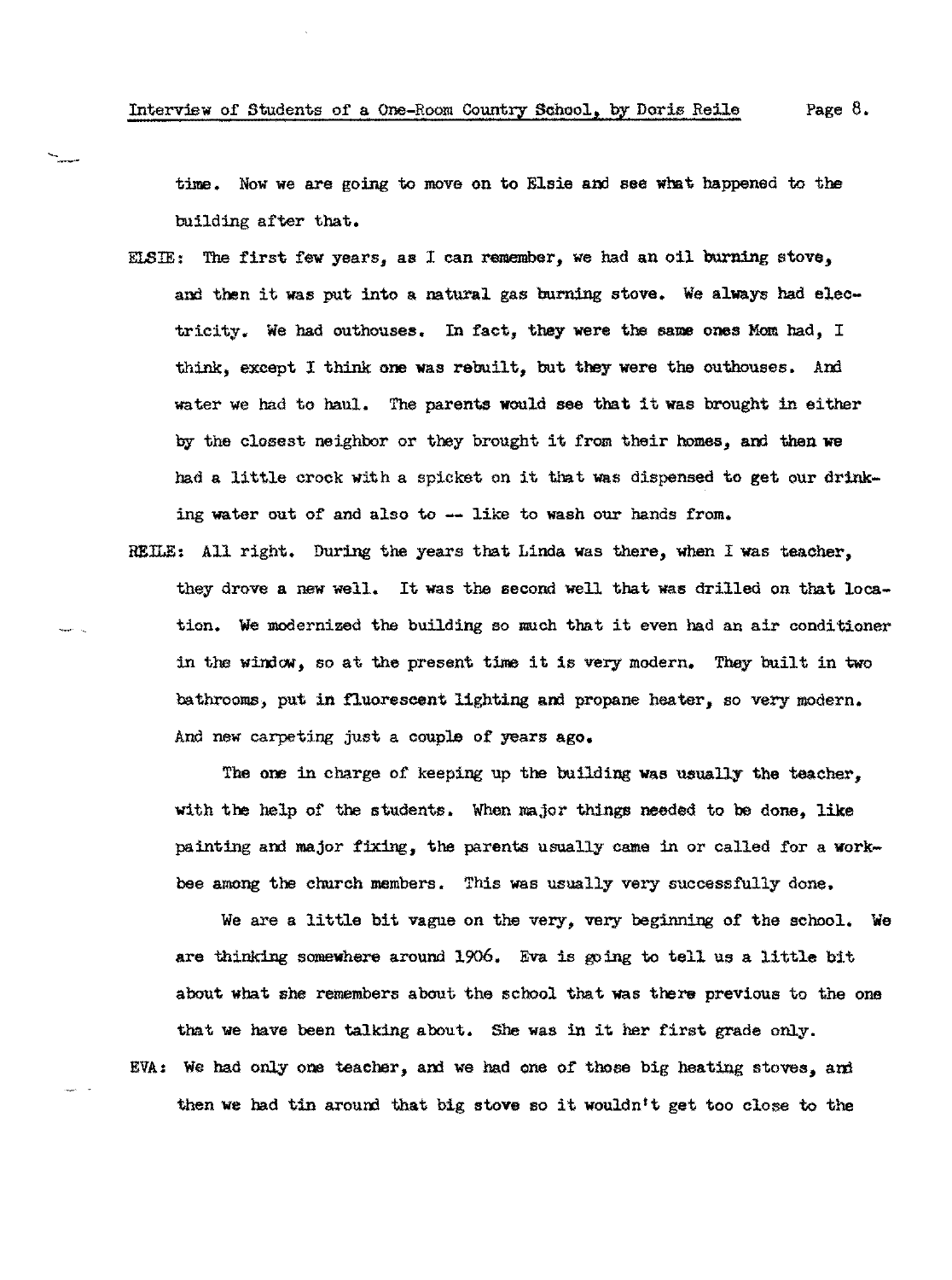time. Now we are going to move on to Elsie and see what happened to the building after that.

ELSIE: The first few years, as I can remember, we had an oil burning stove, and then it was put into a natural gas burning stove. We always had electricity. We had outhouses. In fact, they were the same ones Mom had, I think, except I think one was rebuilt, but they were the outhouses. And water we had to haul. The parents would see that it was brought in either by the closest neighbor or they brought it from their homes, and then we had a little crock with a spicket on it that was dispensed to get our drinking water out of and also to -- like to wash our hands from.

REILE: All right. During the years that Linda was there, when I was teacher, they drove a new well. It was the second well that was drilled on that location. We modernized the building so much that it even had an air conditioner in the window, so at the present time it is very modern. They built in two bathrooms, put in fluorescent lighting and propane heater, so very modern. And new carpeting just a couple of years ago.

The one in charge of keeping up the building was usually the teacher, with the help of the students. When major things needed to be done, like painting and major fixing, the parents usually came in or called for a work-bee among the church members. This was usually very successfully done.

We are a little bit vague on the very, very beginning of the school. We are thinking somewhere around 1906. Eva is going to tell us a little bit about what she remembers about the school that was there previous to the one that we have been talking about. She was in it her first grade only.

EVA: We had only one teacher, and we had one of those big heating stoves, and then we had tin around that big stove so it wouldn't get too close to the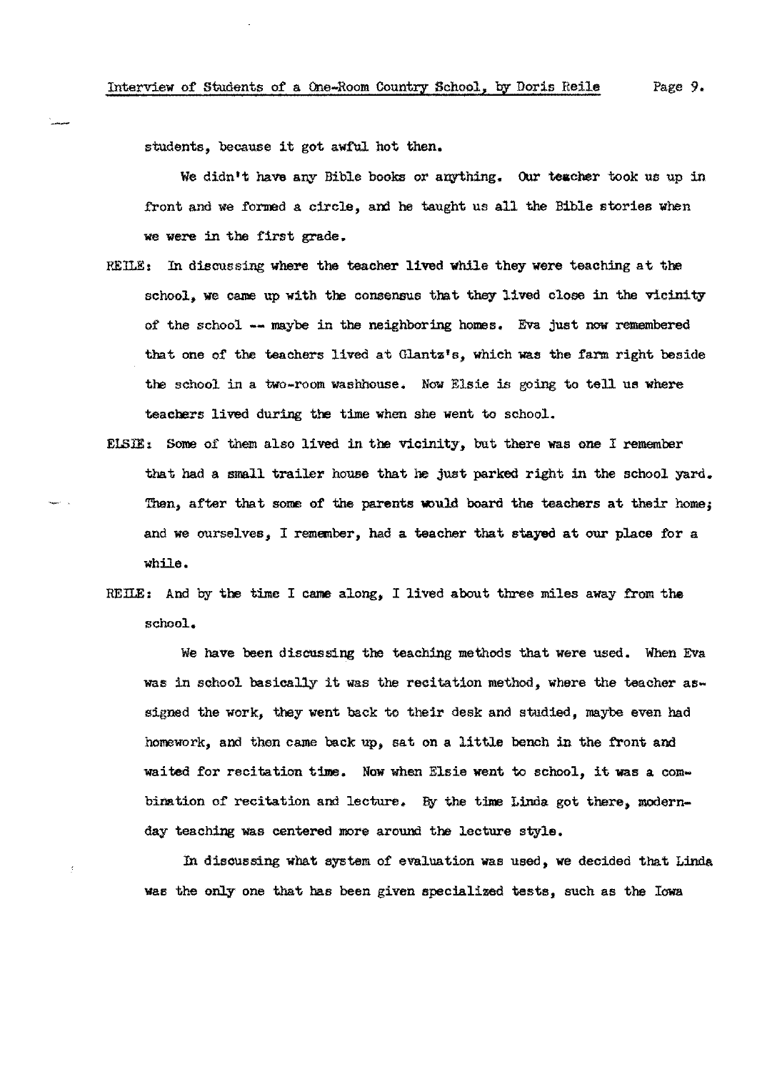students, because it got awful hot then.

We didn't have any Bible books or anything. Our teacher took us up in front and we formed a circle, and he taught us all the Bible stories when we were in the first grade.

REILE: In discussing where the teacher lived while they were teaching at the school, we came up with the consensus that they lived close in the vicinity of the school -- maybe in the neighboring homes. Eva just now remembered that one of the teachers lived at Glantz's, which was the farm right beside the school in a two-room washhouse. Now Elsie is going to tell us where teachers lived during the time when she went to school.

ELSIE: Some of them also lived in the vicinity, but there was one I remember that had a small trailer house that he just parked right in the school yard. Then, after that some of the parents would board the teachers at their home; and we ourselves, I remember, had a teacher that stayed at our place for a while.

REILE: And by the time I came along, I lived about three miles away from the school.

We have been discussing the teaching methods that were used. When Eva was in school basically it was the recitation method, where the teacher assigned the work, they went back to their desk and studied, maybe even had homework, and then came back up, sat on a little bench in the front and waited for recitation time. Now when Elsie went to school, it was a combination of recitation and lecture. By the time Linda got there, modern-day teaching was centered more around the lecture style.

In discussing what system of evaluation was used, we decided that Linda was the only one that has been given specialized tests, such as the Iowa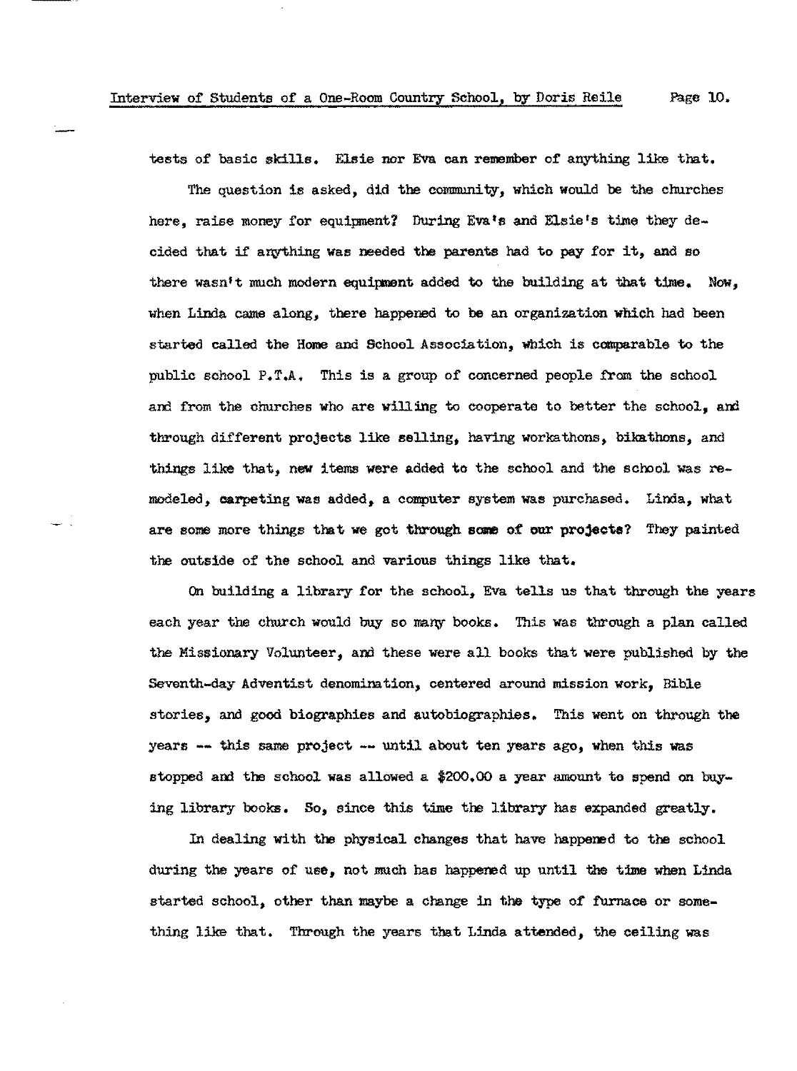tests of basic skills. Elsie nor Eva can remember of anything like that.

The question is asked, did the community, which would be the churches here, raise money for equipment? During Eva's and Elsie's time they decided that if anything was needed the parents had to pay for it, and so there wasn't much modern equipment added to the building at that time. Now, when Linda came along, there happened to be an organization which had been started called the Home and School Association, which is comparable to the public school P.T.A. This is a group of concerned people from the school and from the churches who are willing to cooperate to better the school, and through different projects like selling, having workathons, bikathons, and things like that, new items were added to the school and the school was remodeled, carpeting was added, a computer system was purchased. Linda, what are some more things that we got through some of our projects? They painted the outside of the school and various things like that.

On building a library for the school, Eva tells us that through the years each year the church would buy so many books. This was through a plan called the Missionary Volunteer, and these were all books that were published by the Seventh-day Adventist denomination, centered around mission work, Bible stories, and good biographies and autobiographies. This went on through the years -- this same project -- until about ten years ago, when this was stopped and the school was allowed a $200.00 a year amount to spend on buying library books. So, since this time the library has expanded greatly.

In dealing with the physical changes that have happened to the school during the years of use, not much has happened up until the time when Linda started school, other than maybe a change in the type of furnace or something like that. Through the years that Linda attended, the ceiling was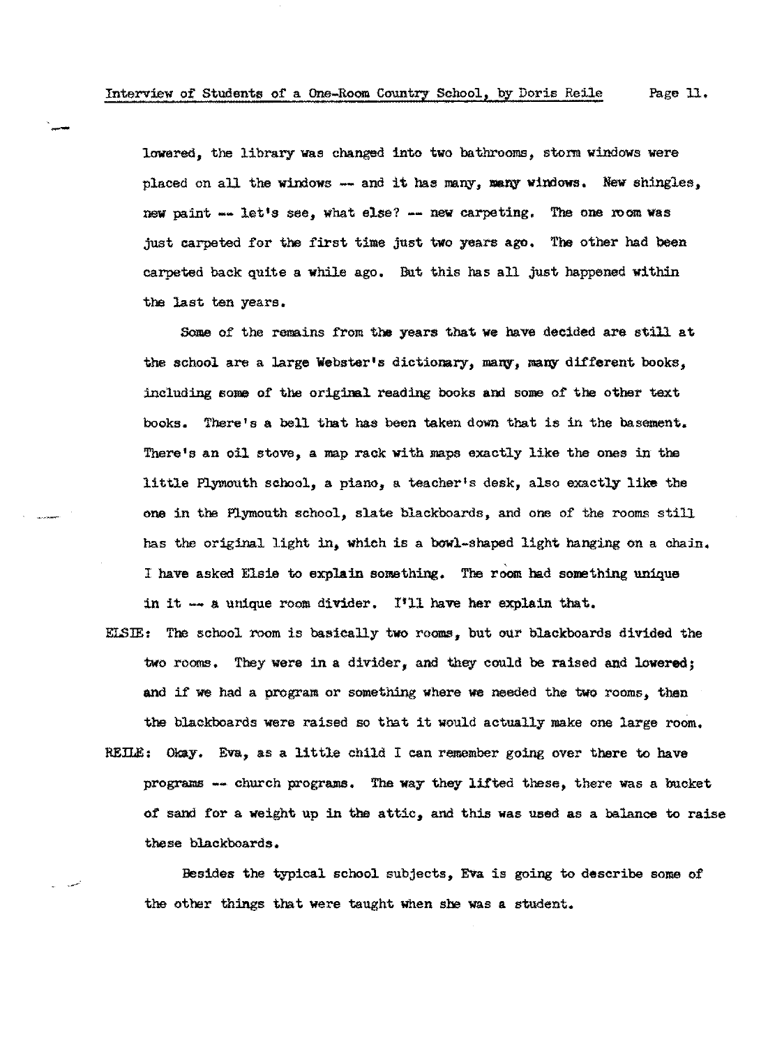lowered, the library was changed into two bathrooms, storm windows were placed on all the windows -- and it has many, many windows. New shingles, new paint -- let's see, what else? -- new carpeting. The one room was just carpeted for the first time just two years ago. The other had been carpeted back quite a while ago. But this has all just happened within the last ten years.

Some of the remains from the years that we have decided are still at the school are a large Webster's dictionary, many, many different books, including some of the original reading books and some of the other text books. There's a bell that has been taken down that is in the basement. There's an oil stove, a map rack with maps exactly like the ones in the little Plymouth school, a piano, a teacher's desk, also exactly like the one in the Plymouth school, slate blackboards, and one of the rooms still has the original light in, which is a bowl-shaped light hanging on a chain. I have asked Elsie to explain something. The room had something unique in it -- a unique room divider. I'll have her explain that.

ELSIE: The school room is basically two rooms, but our blackboards divided the two rooms. They were in a divider, and they could be raised and lowered; and if we had a program or something where we needed the two rooms, then the blackboards were raised so that it would actually make one large room.

REILE: Okay. Eva, as a little child I can remember going over there to have programs -- church programs. The way they lifted these, there was a bucket of sand for a weight up in the attic, and this was used as a balance to raise these blackboards.

Besides the typical school subjects, Eva is going to describe some of the other things that were taught when she was a student.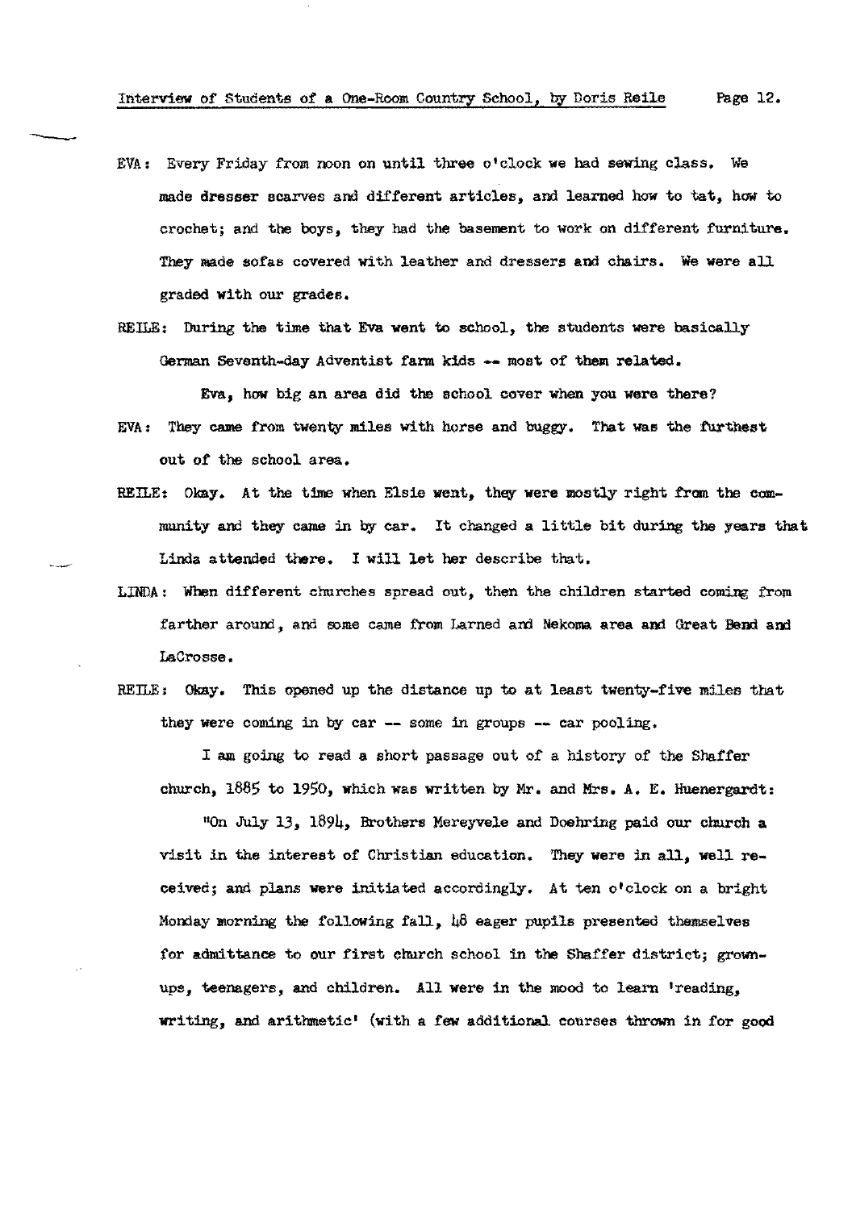EVA: Every Friday from noon on until three o'clock we had sewing class. We made dresser scarves and different articles, and learned how to tat, how to crochet; and the boys, they had the basement to work on different furniture. They made sofas covered with leather and dressers and chairs. We were all graded with our grades.

REILE: During the time that Eva went to school, the students were basically German Seventh-day Adventist farm kids -- most of them related.

Eva, how big an area did the school cover when you were there?

EVA: They came from twenty miles with horse and buggy. That was the furthest out of the school area.

REILE: Okay. At the time when Elsie went, they were mostly right from the community and they came in by car. It changed a little bit during the years that Linda attended there. I will let her describe that.

LINDA: When different churches spread out, then the children started coming from farther around, and some came from Larned and Nekoma area and Great Bend and LaCrosse.

REILE: Okay. This opened up the distance up to at least twenty-five miles that they were coming in by car -- some in groups -- car pooling.

I am going to read a short passage out of a history of the Shaffer church, 1885 to 1950, which was written by Mr. and Mrs. A. E. Huenergardt:

"On July 13, 1894, Brothers Mereyvele and Doehring paid our church a visit in the interest of Christian education. They were in all, well received; and plans were initiated accordingly. At ten o'clock on a bright Monday morning the following fall, 48 eager pupils presented themselves for admittance to our first church school in the Shaffer district; grown-ups, teenagers, and children. All were in the mood to learn 'reading, writing, and arithmetic' (with a few additional courses thrown in for good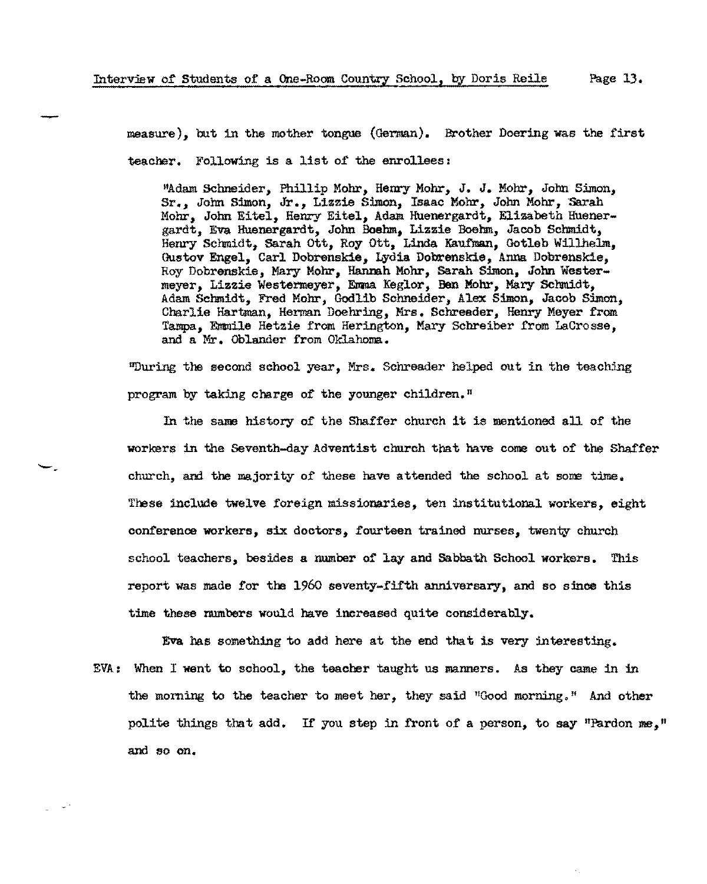measure), but in the mother tongue (German). Brother Doering was the first teacher. Following is a list of the enrollees:

> "Adam Schneider, Phillip Mohr, Henry Mohr, J. J. Mohr, John Simon, Sr., John Simon, Jr., Lizzie Simon, Isaac Mohr, John Mohr, Sarah Mohr, John Eitel, Henry Eitel, Adam Huenergardt, Elizabeth Huenergardt, Eva Huenergardt, John Boehm, Lizzie Boehm, Jacob Schmidt, Henry Schmidt, Sarah Ott, Roy Ott, Linda Kaufman, Gotleb Willhelm, Gustov Engel, Carl Dobrenskie, Lydia Dobrenskie, Anna Dobrenskie, Roy Dobrenskie, Mary Mohr, Hannah Mohr, Sarah Simon, John Westermeyer, Lizzie Westermeyer, Emma Keglor, Ben Mohr, Mary Schmidt, Adam Schmidt, Fred Mohr, Godlib Schneider, Alex Simon, Jacob Simon, Charlie Hartman, Herman Doehring, Mrs. Schreeder, Henry Meyer from Tampa, Emmile Hetzie from Herington, Mary Schreiber from LaCrosse, and a Mr. Oblander from Oklahoma.

"During the second school year, Mrs. Schreader helped out in the teaching program by taking charge of the younger children."

In the same history of the Shaffer church it is mentioned all of the workers in the Seventh-day Adventist church that have come out of the Shaffer church, and the majority of these have attended the school at some time. These include twelve foreign missionaries, ten institutional workers, eight conference workers, six doctors, fourteen trained nurses, twenty church school teachers, besides a number of lay and Sabbath School workers. This report was made for the 1960 seventy-fifth anniversary, and so since this time these numbers would have increased quite considerably.

Eva has something to add here at the end that is very interesting.

EVA: When I went to school, the teacher taught us manners. As they came in in the morning to the teacher to meet her, they said "Good morning." And other polite things that add. If you step in front of a person, to say "Pardon me," and so on.